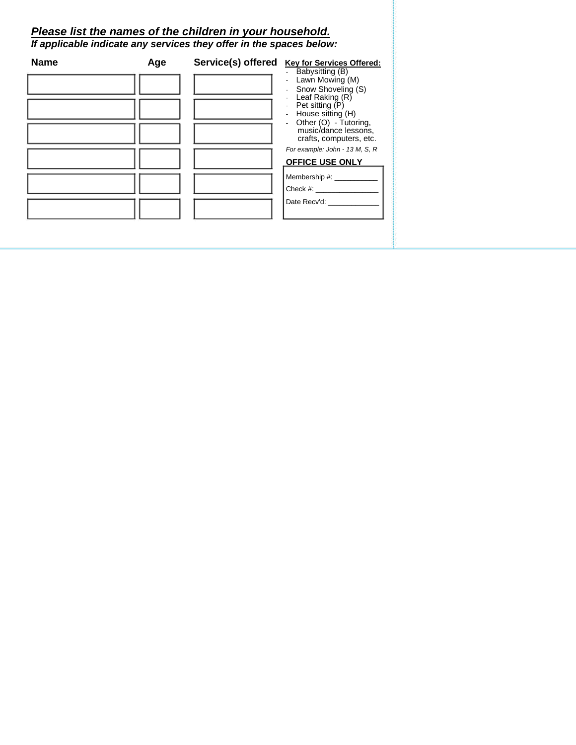***Please list the names of the children in your household.***

***If applicable indicate any services they offer in the spaces below:***

| Name | Age | Service(s) offered |
|---|---|---|
| | | |
| | | |
| | | |
| | | |
| | | |
| | | |

**Key for Services Offered:**

- Babysitting (B)
- Lawn Mowing (M)
- Snow Shoveling (S)
- Leaf Raking (R)
- Pet sitting (P)
- House sitting (H)
- Other (O) - Tutoring, music/dance lessons, crafts, computers, etc.

*For example: John - 13 M, S, R*

**OFFICE USE ONLY**

Membership #: ___________

Check #: ________________

Date Recv'd: _____________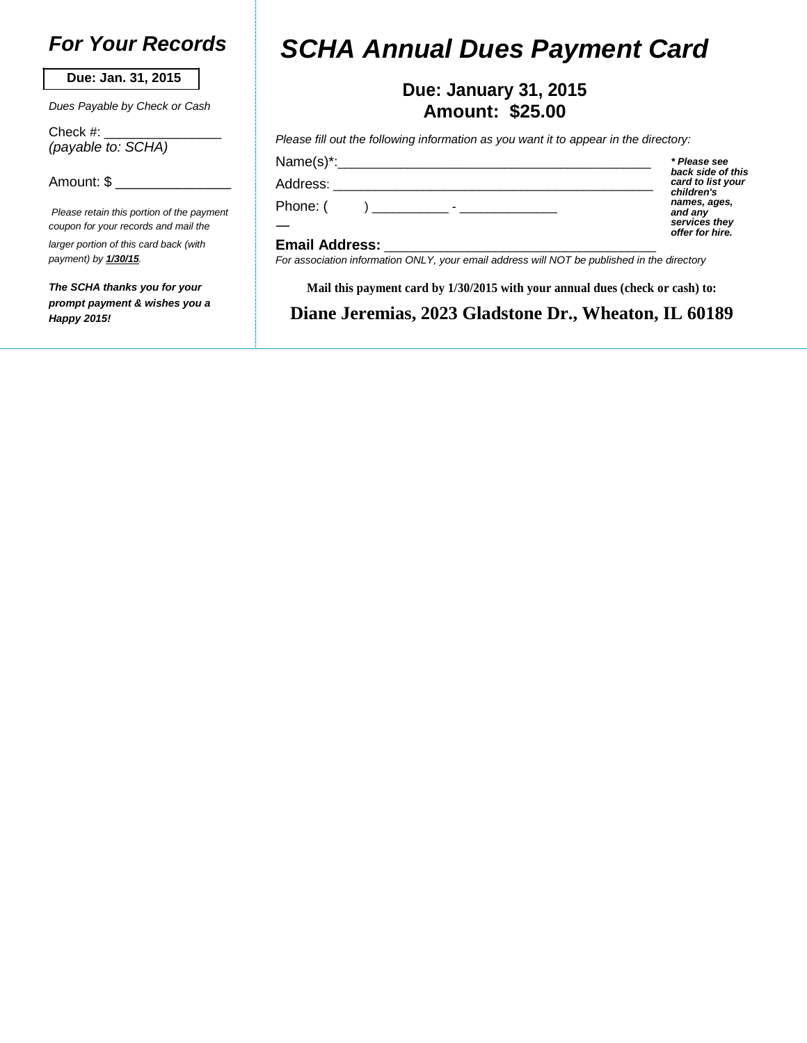## *For Your Records*

**Due: Jan. 31, 2015**

*Dues Payable by Check or Cash*

Check #: ________________
*(payable to: SCHA)*

Amount: $ _______________

*Please retain this portion of the payment coupon for your records and mail the larger portion of this card back (with payment) by **1/30/15**.*

***The SCHA thanks you for your prompt payment & wishes you a Happy 2015!***

# *SCHA Annual Dues Payment Card*

**Due: January 31, 2015**
**Amount: $25.00**

*Please fill out the following information as you want it to appear in the directory:*

Name(s)*:___________________________________________

Address: ___________________________________________

Phone: (        ) __________ - _____________

—

**Email Address:** ___________________________________

*For association information ONLY, your email address will NOT be published in the directory*

***\* Please see back side of this card to list your children's names, ages, and any services they offer for hire.***

**Mail this payment card by 1/30/2015 with your annual dues (check or cash) to:**

**Diane Jeremias, 2023 Gladstone Dr., Wheaton, IL 60189**